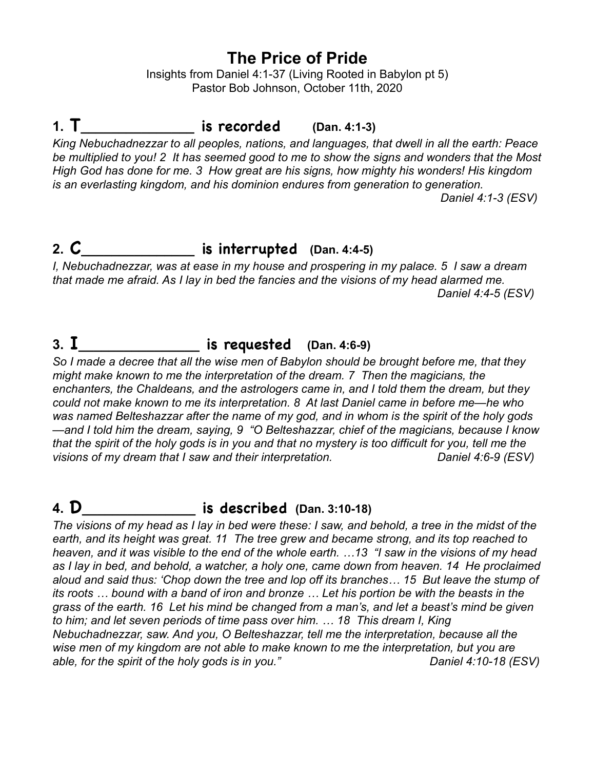# The Price of Pride

Insights from Daniel 4:1-37 (Living Rooted in Babylon pt 5)
Pastor Bob Johnson, October 11th, 2020

## 1. T______________ is recorded (Dan. 4:1-3)

*King Nebuchadnezzar to all peoples, nations, and languages, that dwell in all the earth: Peace be multiplied to you! 2 It has seemed good to me to show the signs and wonders that the Most High God has done for me. 3 How great are his signs, how mighty his wonders! His kingdom is an everlasting kingdom, and his dominion endures from generation to generation.*

*Daniel 4:1-3 (ESV)*

## 2. C______________ is interrupted (Dan. 4:4-5)

*I, Nebuchadnezzar, was at ease in my house and prospering in my palace. 5 I saw a dream that made me afraid. As I lay in bed the fancies and the visions of my head alarmed me.*

*Daniel 4:4-5 (ESV)*

## 3. I_______________ is requested (Dan. 4:6-9)

*So I made a decree that all the wise men of Babylon should be brought before me, that they might make known to me the interpretation of the dream. 7 Then the magicians, the enchanters, the Chaldeans, and the astrologers came in, and I told them the dream, but they could not make known to me its interpretation. 8 At last Daniel came in before me—he who was named Belteshazzar after the name of my god, and in whom is the spirit of the holy gods —and I told him the dream, saying, 9 "O Belteshazzar, chief of the magicians, because I know that the spirit of the holy gods is in you and that no mystery is too difficult for you, tell me the visions of my dream that I saw and their interpretation.* *Daniel 4:6-9 (ESV)*

## 4. D______________ is described (Dan. 3:10-18)

*The visions of my head as I lay in bed were these: I saw, and behold, a tree in the midst of the earth, and its height was great. 11 The tree grew and became strong, and its top reached to heaven, and it was visible to the end of the whole earth. …13 "I saw in the visions of my head as I lay in bed, and behold, a watcher, a holy one, came down from heaven. 14 He proclaimed aloud and said thus: 'Chop down the tree and lop off its branches… 15 But leave the stump of its roots … bound with a band of iron and bronze … Let his portion be with the beasts in the grass of the earth. 16 Let his mind be changed from a man's, and let a beast's mind be given to him; and let seven periods of time pass over him. … 18 This dream I, King Nebuchadnezzar, saw. And you, O Belteshazzar, tell me the interpretation, because all the wise men of my kingdom are not able to make known to me the interpretation, but you are able, for the spirit of the holy gods is in you."* *Daniel 4:10-18 (ESV)*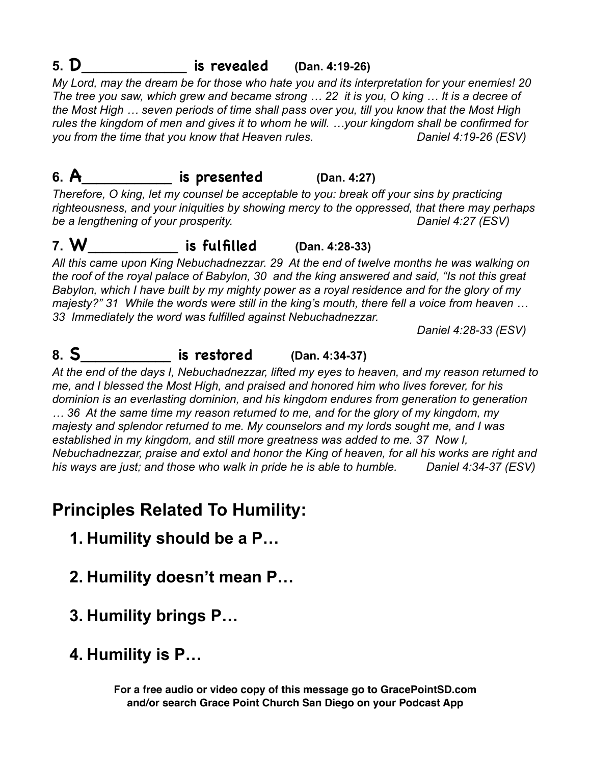### 5. D____________ is revealed (Dan. 4:19-26)

*My Lord, may the dream be for those who hate you and its interpretation for your enemies! 20 The tree you saw, which grew and became strong … 22 it is you, O king … It is a decree of the Most High … seven periods of time shall pass over you, till you know that the Most High rules the kingdom of men and gives it to whom he will. …your kingdom shall be confirmed for you from the time that you know that Heaven rules.* *Daniel 4:19-26 (ESV)*

### 6. A__________ is presented (Dan. 4:27)

*Therefore, O king, let my counsel be acceptable to you: break off your sins by practicing righteousness, and your iniquities by showing mercy to the oppressed, that there may perhaps be a lengthening of your prosperity.* *Daniel 4:27 (ESV)*

### 7. W__________ is fulfilled (Dan. 4:28-33)

*All this came upon King Nebuchadnezzar. 29 At the end of twelve months he was walking on the roof of the royal palace of Babylon, 30 and the king answered and said, "Is not this great Babylon, which I have built by my mighty power as a royal residence and for the glory of my majesty?" 31 While the words were still in the king's mouth, there fell a voice from heaven … 33 Immediately the word was fulfilled against Nebuchadnezzar.*

*Daniel 4:28-33 (ESV)*

### 8. S__________ is restored (Dan. 4:34-37)

*At the end of the days I, Nebuchadnezzar, lifted my eyes to heaven, and my reason returned to me, and I blessed the Most High, and praised and honored him who lives forever, for his dominion is an everlasting dominion, and his kingdom endures from generation to generation … 36 At the same time my reason returned to me, and for the glory of my kingdom, my majesty and splendor returned to me. My counselors and my lords sought me, and I was established in my kingdom, and still more greatness was added to me. 37 Now I, Nebuchadnezzar, praise and extol and honor the King of heaven, for all his works are right and his ways are just; and those who walk in pride he is able to humble.* *Daniel 4:34-37 (ESV)*

## Principles Related To Humility:

1. **Humility should be a P…**

2. **Humility doesn't mean P…**

3. **Humility brings P…**

4. **Humility is P…**

**For a free audio or video copy of this message go to GracePointSD.com and/or search Grace Point Church San Diego on your Podcast App**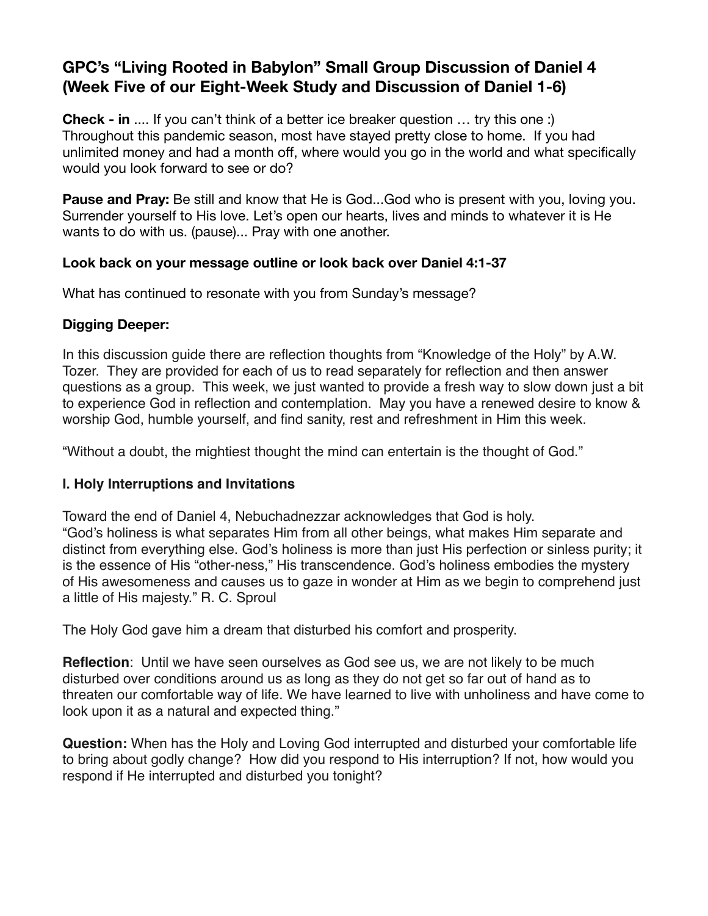# GPC's "Living Rooted in Babylon" Small Group Discussion of Daniel 4 (Week Five of our Eight-Week Study and Discussion of Daniel 1-6)

**Check - in** .... If you can't think of a better ice breaker question … try this one :) Throughout this pandemic season, most have stayed pretty close to home. If you had unlimited money and had a month off, where would you go in the world and what specifically would you look forward to see or do?

**Pause and Pray:** Be still and know that He is God...God who is present with you, loving you. Surrender yourself to His love. Let's open our hearts, lives and minds to whatever it is He wants to do with us. (pause)... Pray with one another.

**Look back on your message outline or look back over Daniel 4:1-37**

What has continued to resonate with you from Sunday's message?

**Digging Deeper:**

In this discussion guide there are reflection thoughts from "Knowledge of the Holy" by A.W. Tozer. They are provided for each of us to read separately for reflection and then answer questions as a group. This week, we just wanted to provide a fresh way to slow down just a bit to experience God in reflection and contemplation. May you have a renewed desire to know & worship God, humble yourself, and find sanity, rest and refreshment in Him this week.

"Without a doubt, the mightiest thought the mind can entertain is the thought of God."

## I. Holy Interruptions and Invitations

Toward the end of Daniel 4, Nebuchadnezzar acknowledges that God is holy.
"God's holiness is what separates Him from all other beings, what makes Him separate and distinct from everything else. God's holiness is more than just His perfection or sinless purity; it is the essence of His "other-ness," His transcendence. God's holiness embodies the mystery of His awesomeness and causes us to gaze in wonder at Him as we begin to comprehend just a little of His majesty." R. C. Sproul

The Holy God gave him a dream that disturbed his comfort and prosperity.

**Reflection**: Until we have seen ourselves as God see us, we are not likely to be much disturbed over conditions around us as long as they do not get so far out of hand as to threaten our comfortable way of life. We have learned to live with unholiness and have come to look upon it as a natural and expected thing."

**Question:** When has the Holy and Loving God interrupted and disturbed your comfortable life to bring about godly change? How did you respond to His interruption? If not, how would you respond if He interrupted and disturbed you tonight?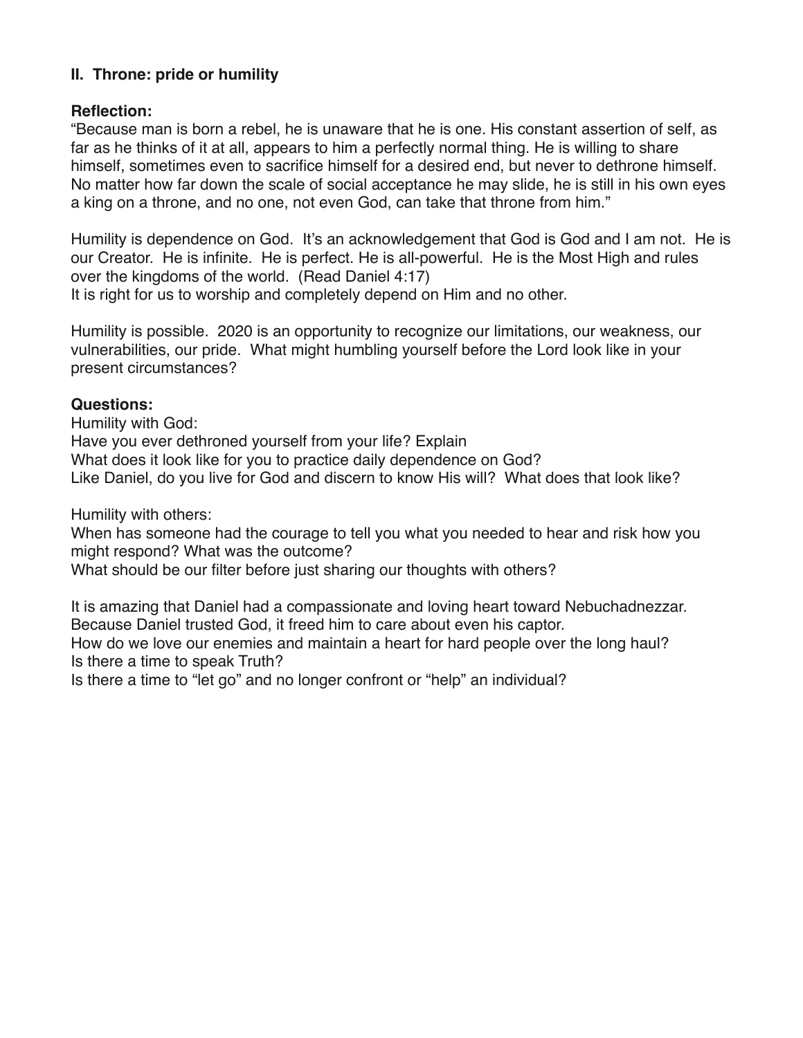**II. Throne: pride or humility**

**Reflection:**

"Because man is born a rebel, he is unaware that he is one. His constant assertion of self, as far as he thinks of it at all, appears to him a perfectly normal thing. He is willing to share himself, sometimes even to sacrifice himself for a desired end, but never to dethrone himself. No matter how far down the scale of social acceptance he may slide, he is still in his own eyes a king on a throne, and no one, not even God, can take that throne from him."

Humility is dependence on God. It's an acknowledgement that God is God and I am not. He is our Creator. He is infinite. He is perfect. He is all-powerful. He is the Most High and rules over the kingdoms of the world. (Read Daniel 4:17)
It is right for us to worship and completely depend on Him and no other.

Humility is possible. 2020 is an opportunity to recognize our limitations, our weakness, our vulnerabilities, our pride. What might humbling yourself before the Lord look like in your present circumstances?

**Questions:**

Humility with God:
Have you ever dethroned yourself from your life? Explain
What does it look like for you to practice daily dependence on God?
Like Daniel, do you live for God and discern to know His will? What does that look like?

Humility with others:
When has someone had the courage to tell you what you needed to hear and risk how you might respond? What was the outcome?
What should be our filter before just sharing our thoughts with others?

It is amazing that Daniel had a compassionate and loving heart toward Nebuchadnezzar. Because Daniel trusted God, it freed him to care about even his captor.
How do we love our enemies and maintain a heart for hard people over the long haul?
Is there a time to speak Truth?
Is there a time to "let go" and no longer confront or "help" an individual?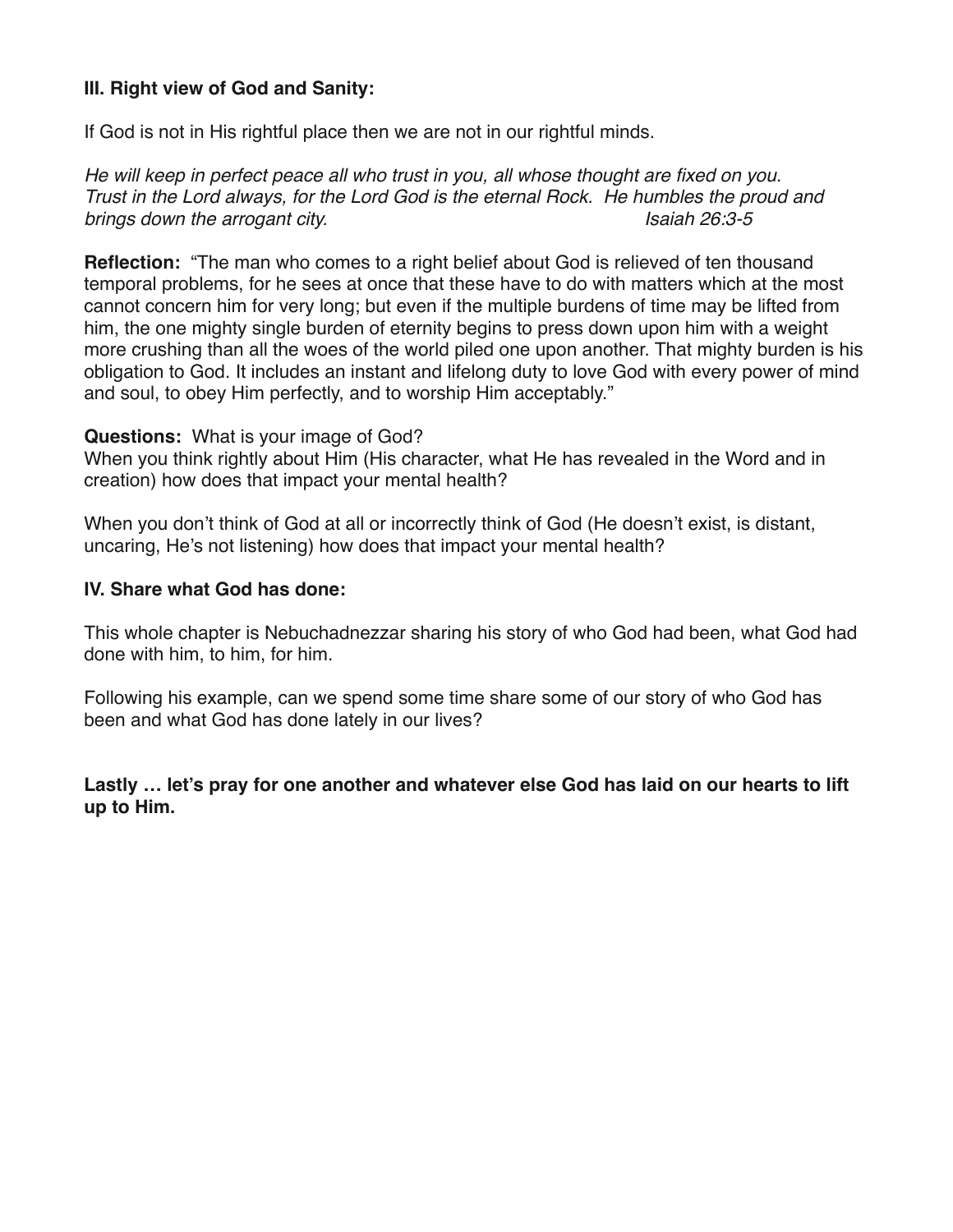**III. Right view of God and Sanity:**

If God is not in His rightful place then we are not in our rightful minds.

*He will keep in perfect peace all who trust in you, all whose thought are fixed on you. Trust in the Lord always, for the Lord God is the eternal Rock. He humbles the proud and brings down the arrogant city.* *Isaiah 26:3-5*

**Reflection:** "The man who comes to a right belief about God is relieved of ten thousand temporal problems, for he sees at once that these have to do with matters which at the most cannot concern him for very long; but even if the multiple burdens of time may be lifted from him, the one mighty single burden of eternity begins to press down upon him with a weight more crushing than all the woes of the world piled one upon another. That mighty burden is his obligation to God. It includes an instant and lifelong duty to love God with every power of mind and soul, to obey Him perfectly, and to worship Him acceptably."

**Questions:** What is your image of God?
When you think rightly about Him (His character, what He has revealed in the Word and in creation) how does that impact your mental health?

When you don't think of God at all or incorrectly think of God (He doesn't exist, is distant, uncaring, He's not listening) how does that impact your mental health?

**IV. Share what God has done:**

This whole chapter is Nebuchadnezzar sharing his story of who God had been, what God had done with him, to him, for him.

Following his example, can we spend some time share some of our story of who God has been and what God has done lately in our lives?

**Lastly … let's pray for one another and whatever else God has laid on our hearts to lift up to Him.**